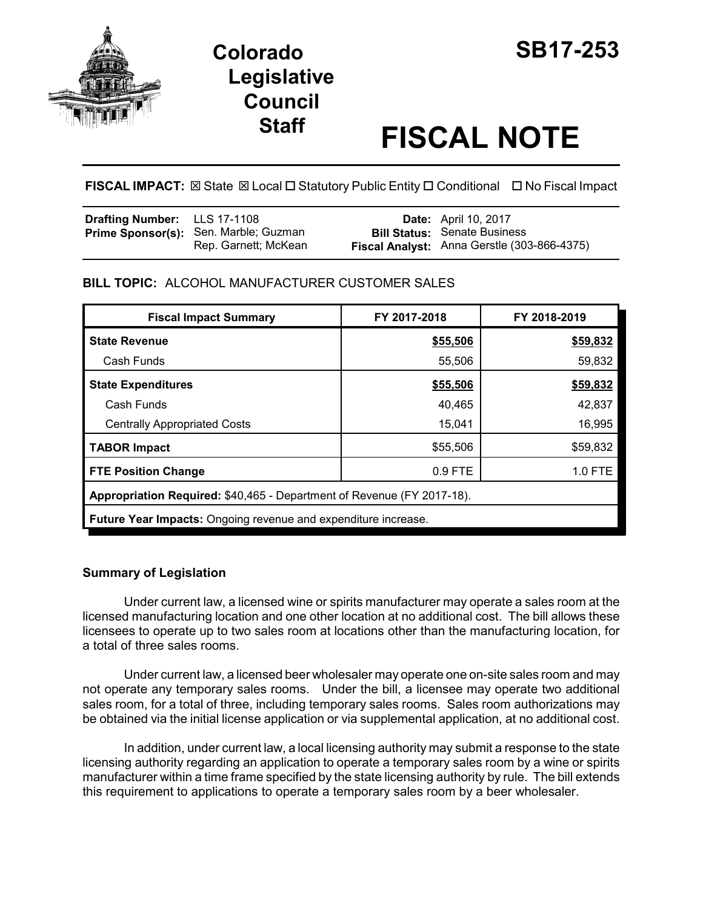# Colorado Legislative Council Staff

# SB17-253

# FISCAL NOTE

**FISCAL IMPACT:** ☒ State ☒ Local ☐ Statutory Public Entity ☐ Conditional ☐ No Fiscal Impact

| | | | |
|---|---|---|---|
| **Drafting Number:** | LLS 17-1108 | **Date:** | April 10, 2017 |
| **Prime Sponsor(s):** | Sen. Marble; Guzman<br>Rep. Garnett; McKean | **Bill Status:** | Senate Business |
| | | **Fiscal Analyst:** | Anna Gerstle (303-866-4375) |

**BILL TOPIC:** ALCOHOL MANUFACTURER CUSTOMER SALES

| Fiscal Impact Summary | FY 2017-2018 | FY 2018-2019 |
|---|---|---|
| **State Revenue** | **$55,506** | **$59,832** |
| Cash Funds | 55,506 | 59,832 |
| **State Expenditures** | **$55,506** | **$59,832** |
| Cash Funds | 40,465 | 42,837 |
| Centrally Appropriated Costs | 15,041 | 16,995 |
| **TABOR Impact** | $55,506 | $59,832 |
| **FTE Position Change** | 0.9 FTE | 1.0 FTE |
| **Appropriation Required:** $40,465 - Department of Revenue (FY 2017-18). | | |
| **Future Year Impacts:** Ongoing revenue and expenditure increase. | | |

## Summary of Legislation

Under current law, a licensed wine or spirits manufacturer may operate a sales room at the licensed manufacturing location and one other location at no additional cost. The bill allows these licensees to operate up to two sales room at locations other than the manufacturing location, for a total of three sales rooms.

Under current law, a licensed beer wholesaler may operate one on-site sales room and may not operate any temporary sales rooms. Under the bill, a licensee may operate two additional sales room, for a total of three, including temporary sales rooms. Sales room authorizations may be obtained via the initial license application or via supplemental application, at no additional cost.

In addition, under current law, a local licensing authority may submit a response to the state licensing authority regarding an application to operate a temporary sales room by a wine or spirits manufacturer within a time frame specified by the state licensing authority by rule. The bill extends this requirement to applications to operate a temporary sales room by a beer wholesaler.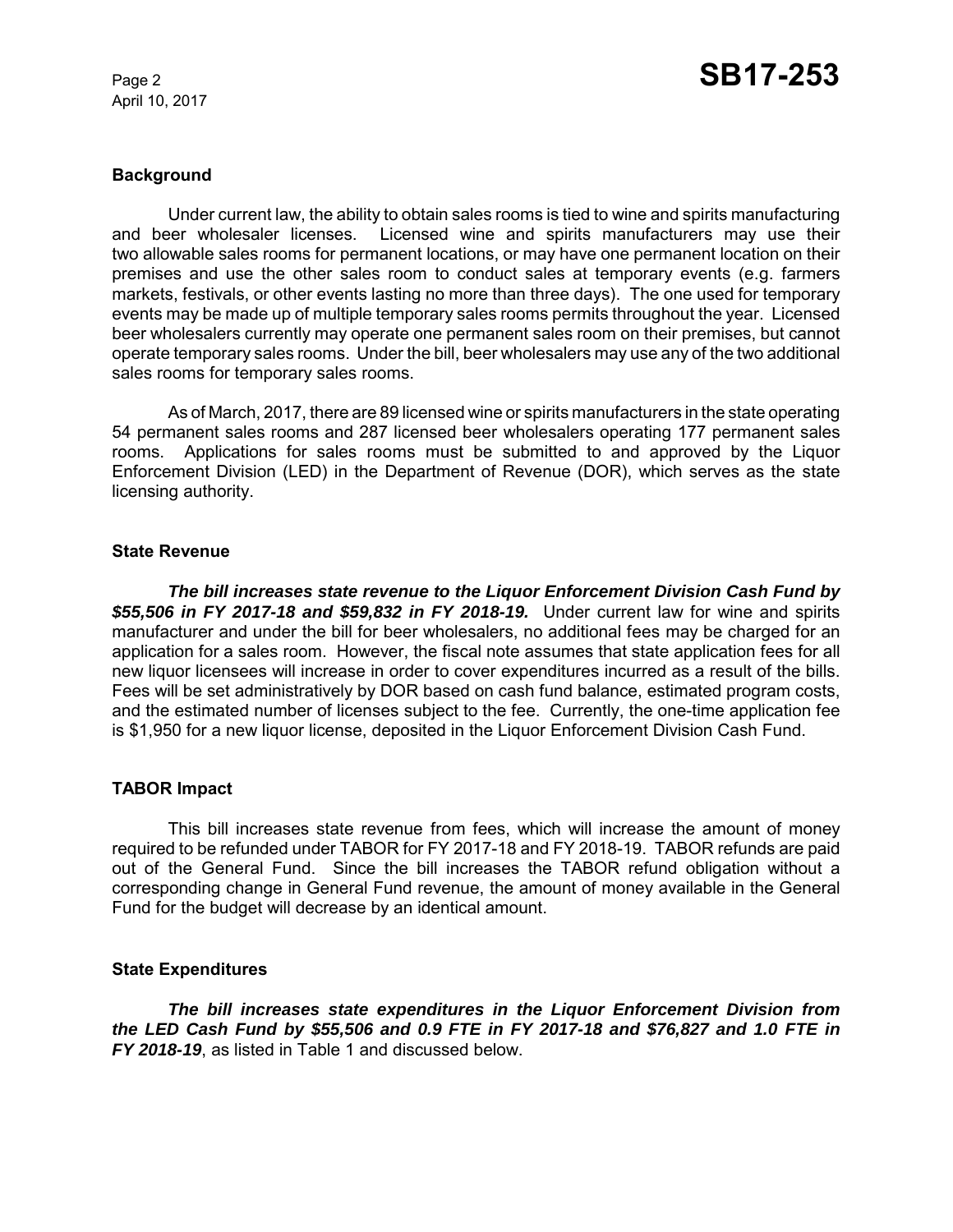**Background**

Under current law, the ability to obtain sales rooms is tied to wine and spirits manufacturing and beer wholesaler licenses. Licensed wine and spirits manufacturers may use their two allowable sales rooms for permanent locations, or may have one permanent location on their premises and use the other sales room to conduct sales at temporary events (e.g. farmers markets, festivals, or other events lasting no more than three days). The one used for temporary events may be made up of multiple temporary sales rooms permits throughout the year. Licensed beer wholesalers currently may operate one permanent sales room on their premises, but cannot operate temporary sales rooms. Under the bill, beer wholesalers may use any of the two additional sales rooms for temporary sales rooms.

As of March, 2017, there are 89 licensed wine or spirits manufacturers in the state operating 54 permanent sales rooms and 287 licensed beer wholesalers operating 177 permanent sales rooms. Applications for sales rooms must be submitted to and approved by the Liquor Enforcement Division (LED) in the Department of Revenue (DOR), which serves as the state licensing authority.

**State Revenue**

***The bill increases state revenue to the Liquor Enforcement Division Cash Fund by $55,506 in FY 2017-18 and $59,832 in FY 2018-19.*** Under current law for wine and spirits manufacturer and under the bill for beer wholesalers, no additional fees may be charged for an application for a sales room. However, the fiscal note assumes that state application fees for all new liquor licensees will increase in order to cover expenditures incurred as a result of the bills. Fees will be set administratively by DOR based on cash fund balance, estimated program costs, and the estimated number of licenses subject to the fee. Currently, the one-time application fee is $1,950 for a new liquor license, deposited in the Liquor Enforcement Division Cash Fund.

**TABOR Impact**

This bill increases state revenue from fees, which will increase the amount of money required to be refunded under TABOR for FY 2017-18 and FY 2018-19. TABOR refunds are paid out of the General Fund. Since the bill increases the TABOR refund obligation without a corresponding change in General Fund revenue, the amount of money available in the General Fund for the budget will decrease by an identical amount.

**State Expenditures**

***The bill increases state expenditures in the Liquor Enforcement Division from the LED Cash Fund by $55,506 and 0.9 FTE in FY 2017-18 and $76,827 and 1.0 FTE in FY 2018-19***, as listed in Table 1 and discussed below.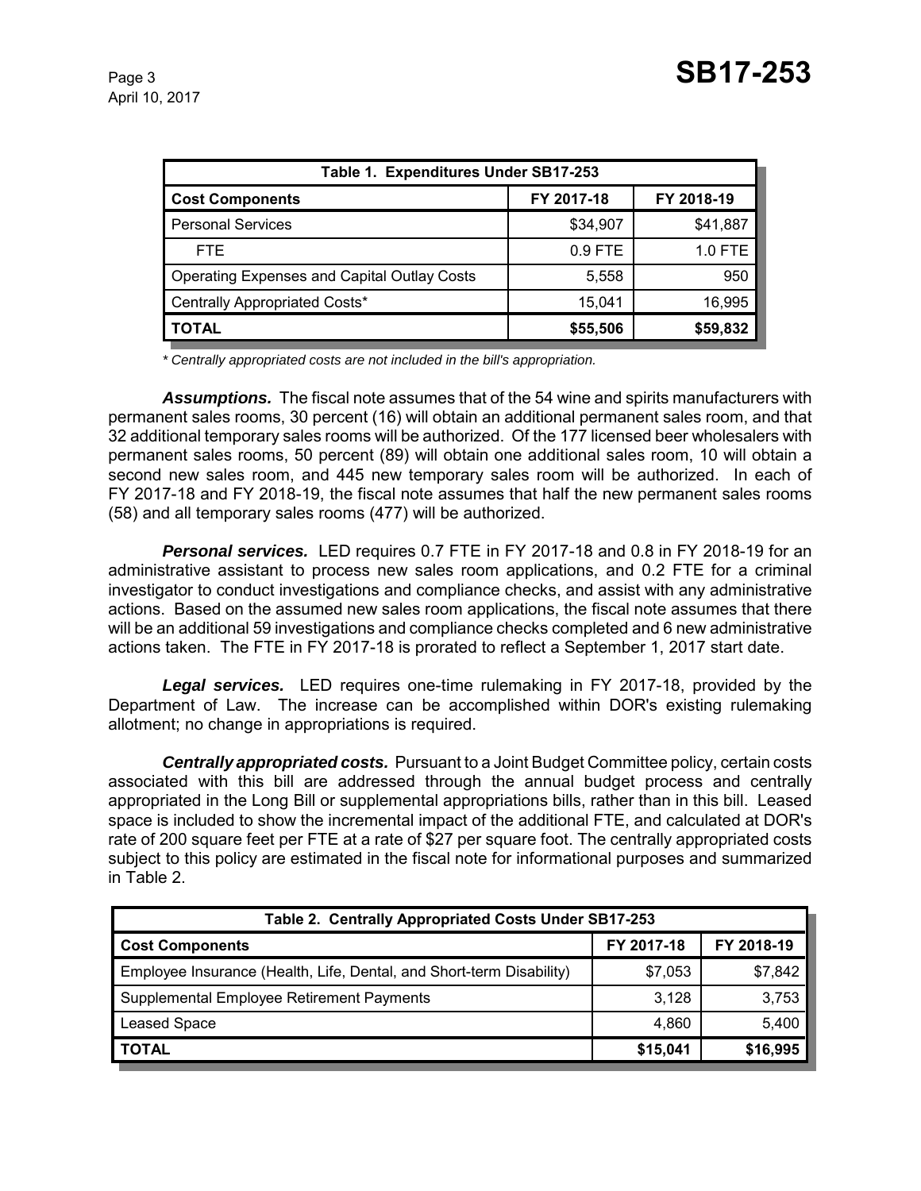| Table 1. Expenditures Under SB17-253 | | |
|---|---|---|
| **Cost Components** | **FY 2017-18** | **FY 2018-19** |
| Personal Services | $34,907 | $41,887 |
| FTE | 0.9 FTE | 1.0 FTE |
| Operating Expenses and Capital Outlay Costs | 5,558 | 950 |
| Centrally Appropriated Costs* | 15,041 | 16,995 |
| **TOTAL** | **$55,506** | **$59,832** |

*\* Centrally appropriated costs are not included in the bill's appropriation.*

***Assumptions.*** The fiscal note assumes that of the 54 wine and spirits manufacturers with permanent sales rooms, 30 percent (16) will obtain an additional permanent sales room, and that 32 additional temporary sales rooms will be authorized. Of the 177 licensed beer wholesalers with permanent sales rooms, 50 percent (89) will obtain one additional sales room, 10 will obtain a second new sales room, and 445 new temporary sales room will be authorized. In each of FY 2017-18 and FY 2018-19, the fiscal note assumes that half the new permanent sales rooms (58) and all temporary sales rooms (477) will be authorized.

***Personal services.*** LED requires 0.7 FTE in FY 2017-18 and 0.8 in FY 2018-19 for an administrative assistant to process new sales room applications, and 0.2 FTE for a criminal investigator to conduct investigations and compliance checks, and assist with any administrative actions. Based on the assumed new sales room applications, the fiscal note assumes that there will be an additional 59 investigations and compliance checks completed and 6 new administrative actions taken. The FTE in FY 2017-18 is prorated to reflect a September 1, 2017 start date.

***Legal services.*** LED requires one-time rulemaking in FY 2017-18, provided by the Department of Law. The increase can be accomplished within DOR's existing rulemaking allotment; no change in appropriations is required.

***Centrally appropriated costs.*** Pursuant to a Joint Budget Committee policy, certain costs associated with this bill are addressed through the annual budget process and centrally appropriated in the Long Bill or supplemental appropriations bills, rather than in this bill. Leased space is included to show the incremental impact of the additional FTE, and calculated at DOR's rate of 200 square feet per FTE at a rate of $27 per square foot. The centrally appropriated costs subject to this policy are estimated in the fiscal note for informational purposes and summarized in Table 2.

| Table 2. Centrally Appropriated Costs Under SB17-253 | | |
|---|---|---|
| **Cost Components** | **FY 2017-18** | **FY 2018-19** |
| Employee Insurance (Health, Life, Dental, and Short-term Disability) | $7,053 | $7,842 |
| Supplemental Employee Retirement Payments | 3,128 | 3,753 |
| Leased Space | 4,860 | 5,400 |
| **TOTAL** | **$15,041** | **$16,995** |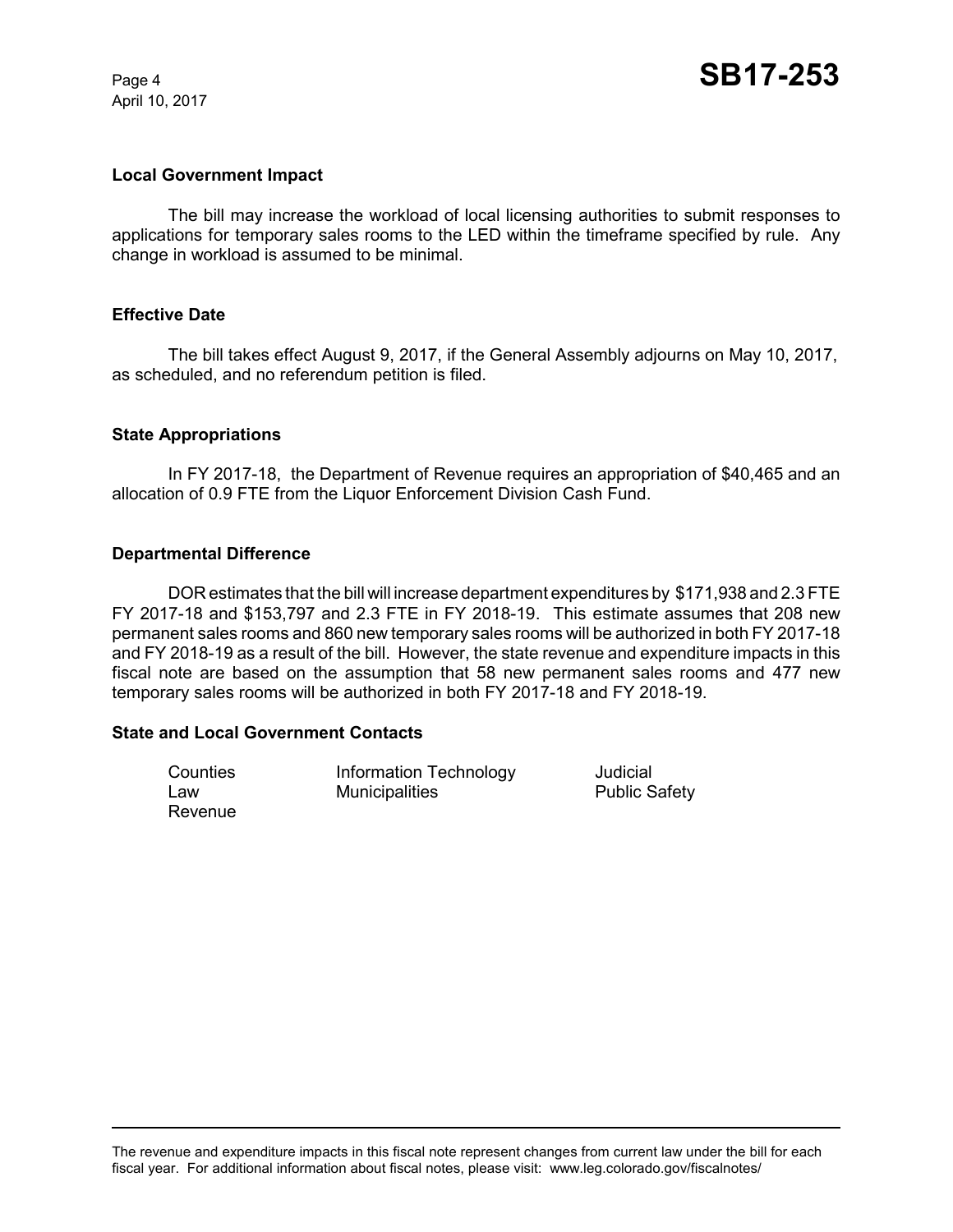**Local Government Impact**

The bill may increase the workload of local licensing authorities to submit responses to applications for temporary sales rooms to the LED within the timeframe specified by rule. Any change in workload is assumed to be minimal.

**Effective Date**

The bill takes effect August 9, 2017, if the General Assembly adjourns on May 10, 2017, as scheduled, and no referendum petition is filed.

**State Appropriations**

In FY 2017-18, the Department of Revenue requires an appropriation of $40,465 and an allocation of 0.9 FTE from the Liquor Enforcement Division Cash Fund.

**Departmental Difference**

DOR estimates that the bill will increase department expenditures by $171,938 and 2.3 FTE FY 2017-18 and $153,797 and 2.3 FTE in FY 2018-19. This estimate assumes that 208 new permanent sales rooms and 860 new temporary sales rooms will be authorized in both FY 2017-18 and FY 2018-19 as a result of the bill. However, the state revenue and expenditure impacts in this fiscal note are based on the assumption that 58 new permanent sales rooms and 477 new temporary sales rooms will be authorized in both FY 2017-18 and FY 2018-19.

**State and Local Government Contacts**

| | | |
|---|---|---|
| Counties | Information Technology | Judicial |
| Law | Municipalities | Public Safety |
| Revenue | | |

The revenue and expenditure impacts in this fiscal note represent changes from current law under the bill for each fiscal year. For additional information about fiscal notes, please visit: www.leg.colorado.gov/fiscalnotes/